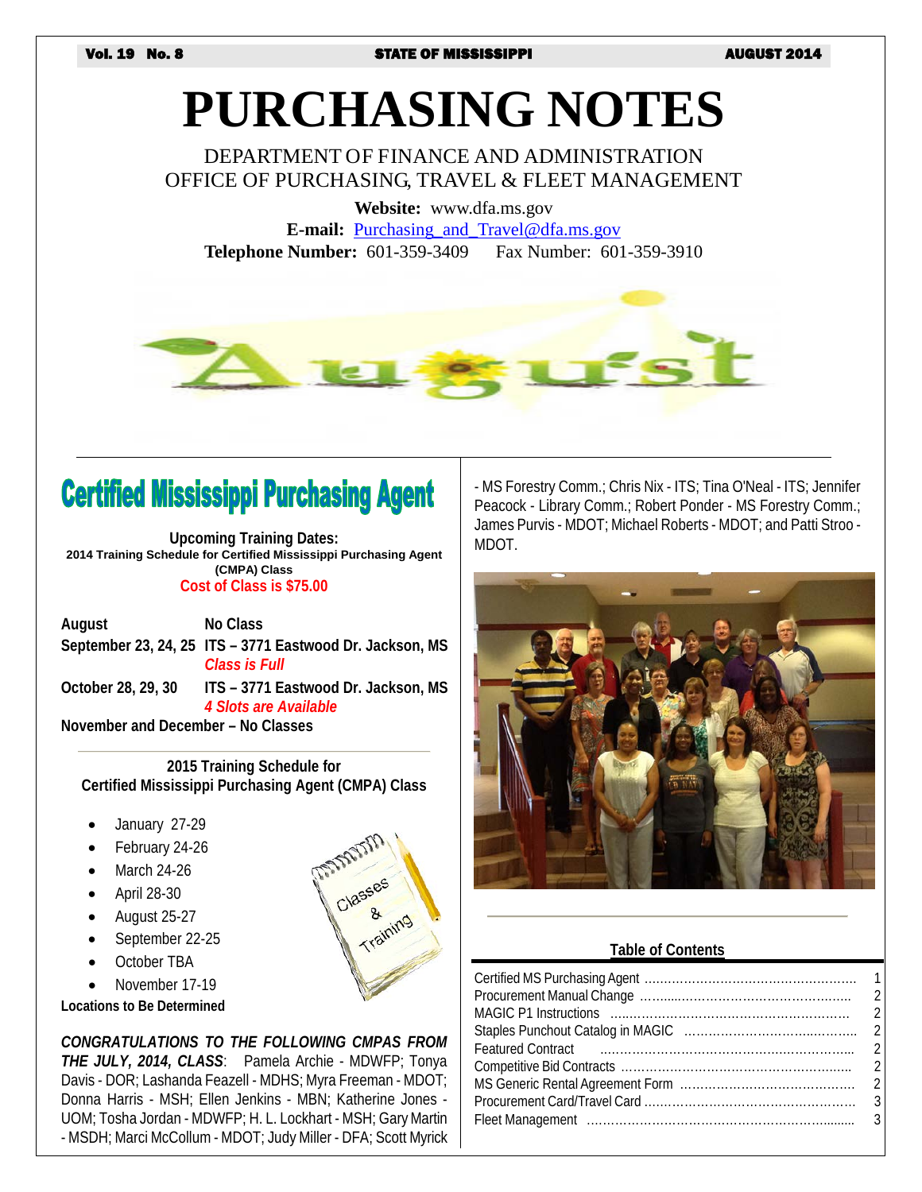Vol. 19 No. 8 | STATE OF MISSISSIPPI | AUGUST 2014

# PURCHASING NOTES

DEPARTMENT OF FINANCE AND ADMINISTRATION
OFFICE OF PURCHASING, TRAVEL & FLEET MANAGEMENT

**Website:** www.dfa.ms.gov
**E-mail:** Purchasing_and_Travel@dfa.ms.gov
**Telephone Number:** 601-359-3409 Fax Number: 601-359-3910

## Certified Mississippi Purchasing Agent

**Upcoming Training Dates:**
**2014 Training Schedule for Certified Mississippi Purchasing Agent (CMPA) Class**
**Cost of Class is $75.00**

| | |
|---|---|
| **August** | **No Class** |
| **September 23, 24, 25** | **ITS – 3771 Eastwood Dr. Jackson, MS** *Class is Full* |
| **October 28, 29, 30** | **ITS – 3771 Eastwood Dr. Jackson, MS** *4 Slots are Available* |

**November and December – No Classes**

**2015 Training Schedule for Certified Mississippi Purchasing Agent (CMPA) Class**

- January 27-29
- February 24-26
- March 24-26
- April 28-30
- August 25-27
- September 22-25
- October TBA
- November 17-19

**Locations to Be Determined**

***CONGRATULATIONS TO THE FOLLOWING CMPAS FROM THE JULY, 2014, CLASS***: Pamela Archie - MDWFP; Tonya Davis - DOR; Lashanda Feazell - MDHS; Myra Freeman - MDOT; Donna Harris - MSH; Ellen Jenkins - MBN; Katherine Jones - UOM; Tosha Jordan - MDWFP; H. L. Lockhart - MSH; Gary Martin - MSDH; Marci McCollum - MDOT; Judy Miller - DFA; Scott Myrick - MS Forestry Comm.; Chris Nix - ITS; Tina O'Neal - ITS; Jennifer Peacock - Library Comm.; Robert Ponder - MS Forestry Comm.; James Purvis - MDOT; Michael Roberts - MDOT; and Patti Stroo - MDOT.

### Table of Contents

| | |
|---|---|
| Certified MS Purchasing Agent | 1 |
| Procurement Manual Change | 2 |
| MAGIC P1 Instructions | 2 |
| Staples Punchout Catalog in MAGIC | 2 |
| Featured Contract | 2 |
| Competitive Bid Contracts | 2 |
| MS Generic Rental Agreement Form | 2 |
| Procurement Card/Travel Card | 3 |
| Fleet Management | 3 |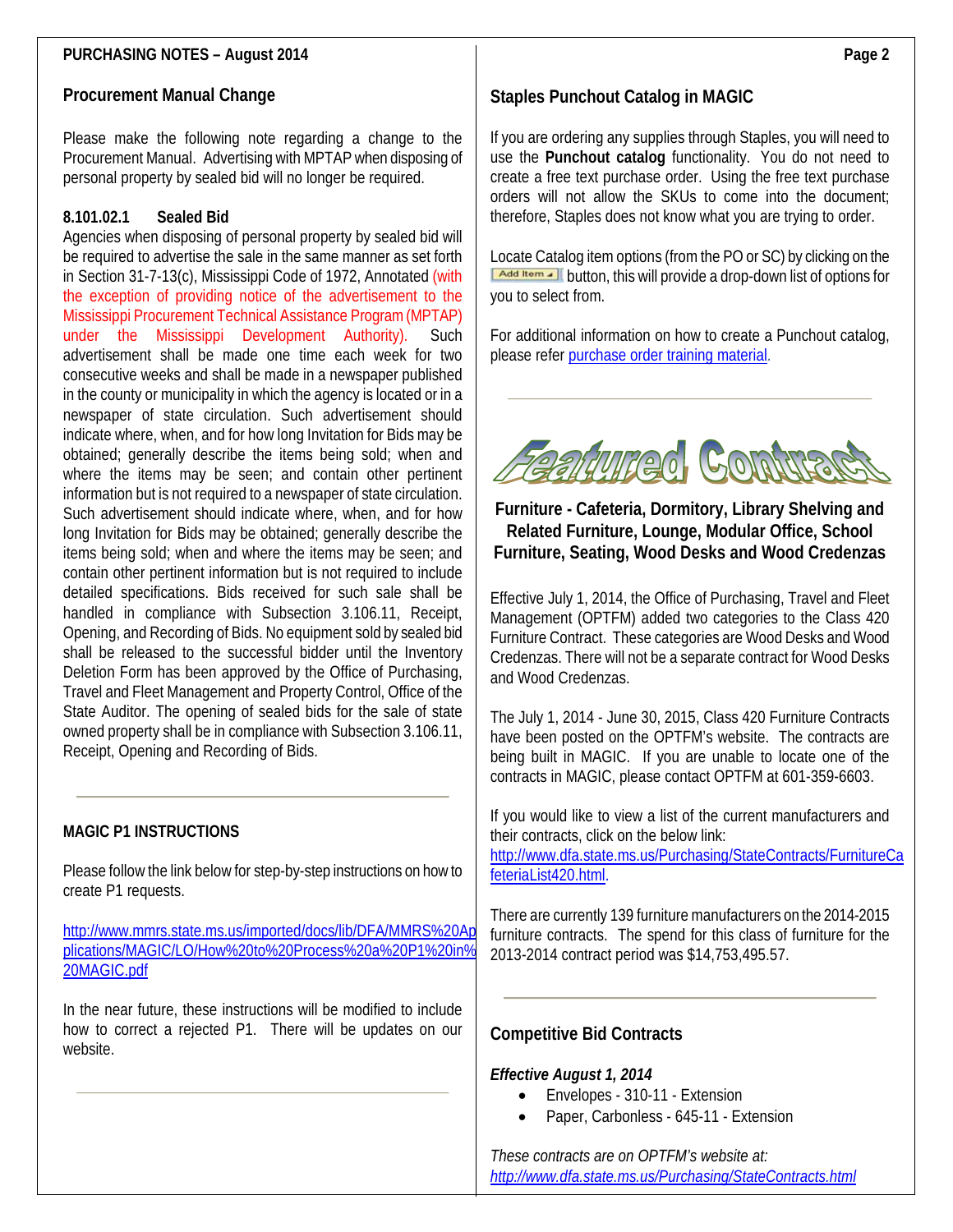## Procurement Manual Change

Please make the following note regarding a change to the Procurement Manual. Advertising with MPTAP when disposing of personal property by sealed bid will no longer be required.

**8.101.02.1 Sealed Bid**

Agencies when disposing of personal property by sealed bid will be required to advertise the sale in the same manner as set forth in Section 31-7-13(c), Mississippi Code of 1972, Annotated (with the exception of providing notice of the advertisement to the Mississippi Procurement Technical Assistance Program (MPTAP) under the Mississippi Development Authority). Such advertisement shall be made one time each week for two consecutive weeks and shall be made in a newspaper published in the county or municipality in which the agency is located or in a newspaper of state circulation. Such advertisement should indicate where, when, and for how long Invitation for Bids may be obtained; generally describe the items being sold; when and where the items may be seen; and contain other pertinent information but is not required to a newspaper of state circulation. Such advertisement should indicate where, when, and for how long Invitation for Bids may be obtained; generally describe the items being sold; when and where the items may be seen; and contain other pertinent information but is not required to include detailed specifications. Bids received for such sale shall be handled in compliance with Subsection 3.106.11, Receipt, Opening, and Recording of Bids. No equipment sold by sealed bid shall be released to the successful bidder until the Inventory Deletion Form has been approved by the Office of Purchasing, Travel and Fleet Management and Property Control, Office of the State Auditor. The opening of sealed bids for the sale of state owned property shall be in compliance with Subsection 3.106.11, Receipt, Opening and Recording of Bids.

---

## MAGIC P1 INSTRUCTIONS

Please follow the link below for step-by-step instructions on how to create P1 requests.

http://www.mmrs.state.ms.us/imported/docs/lib/DFA/MMRS%20Applications/MAGIC/LO/How%20to%20Process%20a%20P1%20in%20MAGIC.pdf

In the near future, these instructions will be modified to include how to correct a rejected P1. There will be updates on our website.

---

## Staples Punchout Catalog in MAGIC

If you are ordering any supplies through Staples, you will need to use the **Punchout catalog** functionality. You do not need to create a free text purchase order. Using the free text purchase orders will not allow the SKUs to come into the document; therefore, Staples does not know what you are trying to order.

Locate Catalog item options (from the PO or SC) by clicking on the Add Item button, this will provide a drop-down list of options for you to select from.

For additional information on how to create a Punchout catalog, please refer purchase order training material.

---

## Featured Contract

### Furniture - Cafeteria, Dormitory, Library Shelving and Related Furniture, Lounge, Modular Office, School Furniture, Seating, Wood Desks and Wood Credenzas

Effective July 1, 2014, the Office of Purchasing, Travel and Fleet Management (OPTFM) added two categories to the Class 420 Furniture Contract. These categories are Wood Desks and Wood Credenzas. There will not be a separate contract for Wood Desks and Wood Credenzas.

The July 1, 2014 - June 30, 2015, Class 420 Furniture Contracts have been posted on the OPTFM's website. The contracts are being built in MAGIC. If you are unable to locate one of the contracts in MAGIC, please contact OPTFM at 601-359-6603.

If you would like to view a list of the current manufacturers and their contracts, click on the below link:
http://www.dfa.state.ms.us/Purchasing/StateContracts/FurnitureCafeteriaList420.html.

There are currently 139 furniture manufacturers on the 2014-2015 furniture contracts. The spend for this class of furniture for the 2013-2014 contract period was $14,753,495.57.

---

## Competitive Bid Contracts

***Effective August 1, 2014***

- Envelopes - 310-11 - Extension
- Paper, Carbonless - 645-11 - Extension

*These contracts are on OPTFM's website at:*
*http://www.dfa.state.ms.us/Purchasing/StateContracts.html*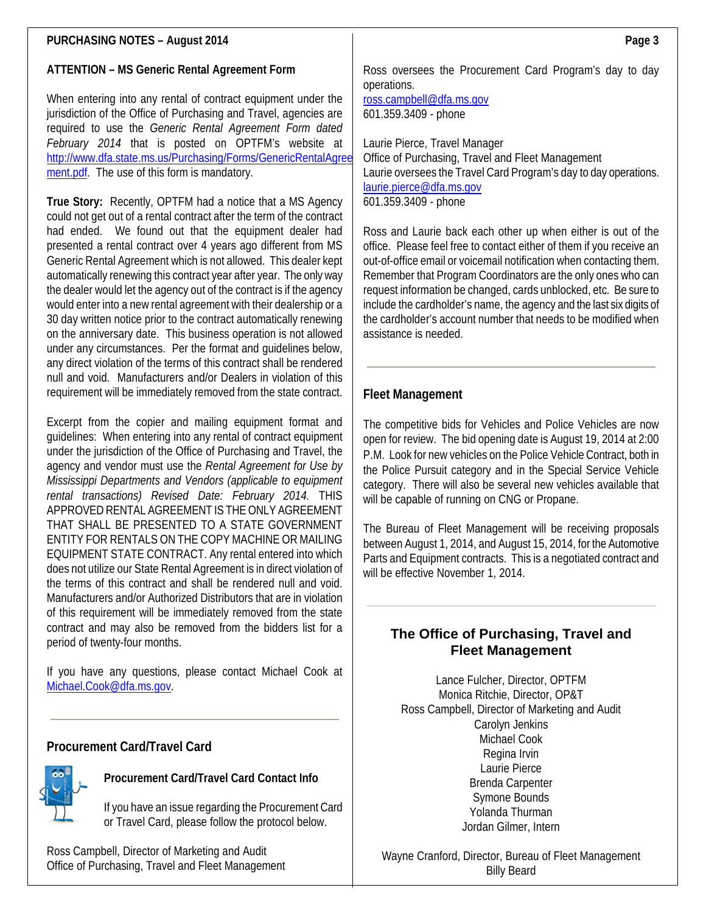## ATTENTION – MS Generic Rental Agreement Form

When entering into any rental of contract equipment under the jurisdiction of the Office of Purchasing and Travel, agencies are required to use the *Generic Rental Agreement Form dated February 2014* that is posted on OPTFM's website at http://www.dfa.state.ms.us/Purchasing/Forms/GenericRentalAgreement.pdf. The use of this form is mandatory.

**True Story:** Recently, OPTFM had a notice that a MS Agency could not get out of a rental contract after the term of the contract had ended. We found out that the equipment dealer had presented a rental contract over 4 years ago different from MS Generic Rental Agreement which is not allowed. This dealer kept automatically renewing this contract year after year. The only way the dealer would let the agency out of the contract is if the agency would enter into a new rental agreement with their dealership or a 30 day written notice prior to the contract automatically renewing on the anniversary date. This business operation is not allowed under any circumstances. Per the format and guidelines below, any direct violation of the terms of this contract shall be rendered null and void. Manufacturers and/or Dealers in violation of this requirement will be immediately removed from the state contract.

Excerpt from the copier and mailing equipment format and guidelines: When entering into any rental of contract equipment under the jurisdiction of the Office of Purchasing and Travel, the agency and vendor must use the *Rental Agreement for Use by Mississippi Departments and Vendors (applicable to equipment rental transactions) Revised Date: February 2014.* THIS APPROVED RENTAL AGREEMENT IS THE ONLY AGREEMENT THAT SHALL BE PRESENTED TO A STATE GOVERNMENT ENTITY FOR RENTALS ON THE COPY MACHINE OR MAILING EQUIPMENT STATE CONTRACT. Any rental entered into which does not utilize our State Rental Agreement is in direct violation of the terms of this contract and shall be rendered null and void. Manufacturers and/or Authorized Distributors that are in violation of this requirement will be immediately removed from the state contract and may also be removed from the bidders list for a period of twenty-four months.

If you have any questions, please contact Michael Cook at Michael.Cook@dfa.ms.gov.

## Procurement Card/Travel Card

### Procurement Card/Travel Card Contact Info

If you have an issue regarding the Procurement Card or Travel Card, please follow the protocol below.

Ross Campbell, Director of Marketing and Audit
Office of Purchasing, Travel and Fleet Management
Ross oversees the Procurement Card Program's day to day operations.
ross.campbell@dfa.ms.gov
601.359.3409 - phone

Laurie Pierce, Travel Manager
Office of Purchasing, Travel and Fleet Management
Laurie oversees the Travel Card Program's day to day operations.
laurie.pierce@dfa.ms.gov
601.359.3409 - phone

Ross and Laurie back each other up when either is out of the office. Please feel free to contact either of them if you receive an out-of-office email or voicemail notification when contacting them. Remember that Program Coordinators are the only ones who can request information be changed, cards unblocked, etc. Be sure to include the cardholder's name, the agency and the last six digits of the cardholder's account number that needs to be modified when assistance is needed.

## Fleet Management

The competitive bids for Vehicles and Police Vehicles are now open for review. The bid opening date is August 19, 2014 at 2:00 P.M. Look for new vehicles on the Police Vehicle Contract, both in the Police Pursuit category and in the Special Service Vehicle category. There will also be several new vehicles available that will be capable of running on CNG or Propane.

The Bureau of Fleet Management will be receiving proposals between August 1, 2014, and August 15, 2014, for the Automotive Parts and Equipment contracts. This is a negotiated contract and will be effective November 1, 2014.

## The Office of Purchasing, Travel and Fleet Management

Lance Fulcher, Director, OPTFM
Monica Ritchie, Director, OP&T
Ross Campbell, Director of Marketing and Audit
Carolyn Jenkins
Michael Cook
Regina Irvin
Laurie Pierce
Brenda Carpenter
Symone Bounds
Yolanda Thurman
Jordan Gilmer, Intern

Wayne Cranford, Director, Bureau of Fleet Management
Billy Beard